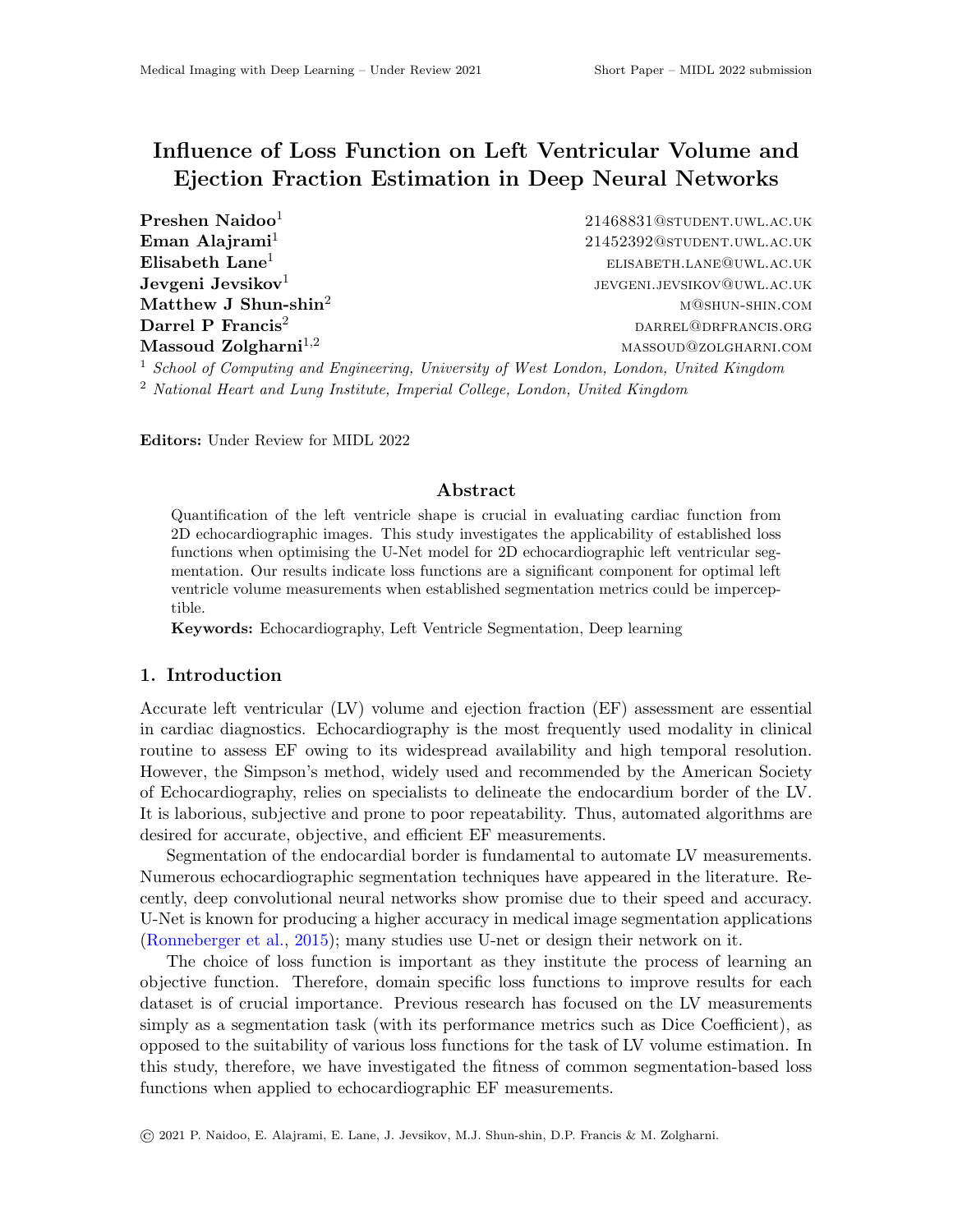# Influence of Loss Function on Left Ventricular Volume and Ejection Fraction Estimation in Deep Neural Networks

**Preshen Naidoo**[1] 21468831@student.uwl.ac.uk
**Eman Alajrami**[1] 21452392@student.uwl.ac.uk
**Elisabeth Lane**[1] elisabeth.lane@uwl.ac.uk
**Jevgeni Jevsikov**[1] jevgeni.jevsikov@uwl.ac.uk
**Matthew J Shun-shin**[2] m@shun-shin.com
**Darrel P Francis**[2] darrel@drfrancis.org
**Massoud Zolgharni**[1,2] massoud@zolgharni.com

[1] *School of Computing and Engineering, University of West London, London, United Kingdom*
[2] *National Heart and Lung Institute, Imperial College, London, United Kingdom*

**Editors:** Under Review for MIDL 2022

## Abstract

Quantification of the left ventricle shape is crucial in evaluating cardiac function from 2D echocardiographic images. This study investigates the applicability of established loss functions when optimising the U-Net model for 2D echocardiographic left ventricular segmentation. Our results indicate loss functions are a significant component for optimal left ventricle volume measurements when established segmentation metrics could be imperceptible.

**Keywords:** Echocardiography, Left Ventricle Segmentation, Deep learning

## 1. Introduction

Accurate left ventricular (LV) volume and ejection fraction (EF) assessment are essential in cardiac diagnostics. Echocardiography is the most frequently used modality in clinical routine to assess EF owing to its widespread availability and high temporal resolution. However, the Simpson's method, widely used and recommended by the American Society of Echocardiography, relies on specialists to delineate the endocardium border of the LV. It is laborious, subjective and prone to poor repeatability. Thus, automated algorithms are desired for accurate, objective, and efficient EF measurements.

Segmentation of the endocardial border is fundamental to automate LV measurements. Numerous echocardiographic segmentation techniques have appeared in the literature. Recently, deep convolutional neural networks show promise due to their speed and accuracy. U-Net is known for producing a higher accuracy in medical image segmentation applications (Ronneberger et al., 2015); many studies use U-net or design their network on it.

The choice of loss function is important as they institute the process of learning an objective function. Therefore, domain specific loss functions to improve results for each dataset is of crucial importance. Previous research has focused on the LV measurements simply as a segmentation task (with its performance metrics such as Dice Coefficient), as opposed to the suitability of various loss functions for the task of LV volume estimation. In this study, therefore, we have investigated the fitness of common segmentation-based loss functions when applied to echocardiographic EF measurements.

© 2021 P. Naidoo, E. Alajrami, E. Lane, J. Jevsikov, M.J. Shun-shin, D.P. Francis & M. Zolgharni.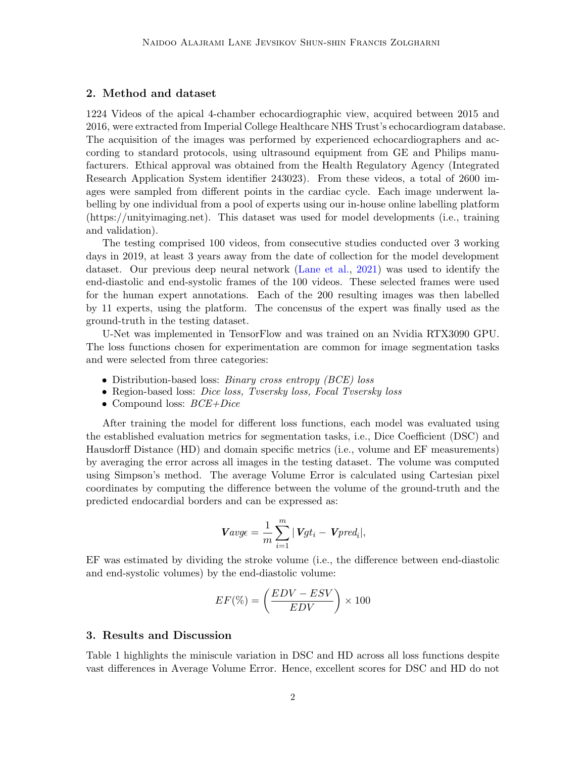## 2. Method and dataset

1224 Videos of the apical 4-chamber echocardiographic view, acquired between 2015 and 2016, were extracted from Imperial College Healthcare NHS Trust's echocardiogram database. The acquisition of the images was performed by experienced echocardiographers and according to standard protocols, using ultrasound equipment from GE and Philips manufacturers. Ethical approval was obtained from the Health Regulatory Agency (Integrated Research Application System identifier 243023). From these videos, a total of 2600 images were sampled from different points in the cardiac cycle. Each image underwent labelling by one individual from a pool of experts using our in-house online labelling platform (https://unityimaging.net). This dataset was used for model developments (i.e., training and validation).

The testing comprised 100 videos, from consecutive studies conducted over 3 working days in 2019, at least 3 years away from the date of collection for the model development dataset. Our previous deep neural network (Lane et al., 2021) was used to identify the end-diastolic and end-systolic frames of the 100 videos. These selected frames were used for the human expert annotations. Each of the 200 resulting images was then labelled by 11 experts, using the platform. The concensus of the expert was finally used as the ground-truth in the testing dataset.

U-Net was implemented in TensorFlow and was trained on an Nvidia RTX3090 GPU. The loss functions chosen for experimentation are common for image segmentation tasks and were selected from three categories:

- Distribution-based loss: *Binary cross entropy (BCE) loss*
- Region-based loss: *Dice loss, Tvsersky loss, Focal Tvsersky loss*
- Compound loss: *BCE+Dice*

After training the model for different loss functions, each model was evaluated using the established evaluation metrics for segmentation tasks, i.e., Dice Coefficient (DSC) and Hausdorff Distance (HD) and domain specific metrics (i.e., volume and EF measurements) by averaging the error across all images in the testing dataset. The volume was computed using Simpson's method. The average Volume Error is calculated using Cartesian pixel coordinates by computing the difference between the volume of the ground-truth and the predicted endocardial borders and can be expressed as:

$$\boldsymbol{V}avg\epsilon = \frac{1}{m}\sum_{i=1}^{m} |\,\boldsymbol{V}gt_i - \boldsymbol{V}pred_i|,$$

EF was estimated by dividing the stroke volume (i.e., the difference between end-diastolic and end-systolic volumes) by the end-diastolic volume:

$$EF(\%) = \left(\frac{EDV - ESV}{EDV}\right) \times 100$$

## 3. Results and Discussion

Table 1 highlights the miniscule variation in DSC and HD across all loss functions despite vast differences in Average Volume Error. Hence, excellent scores for DSC and HD do not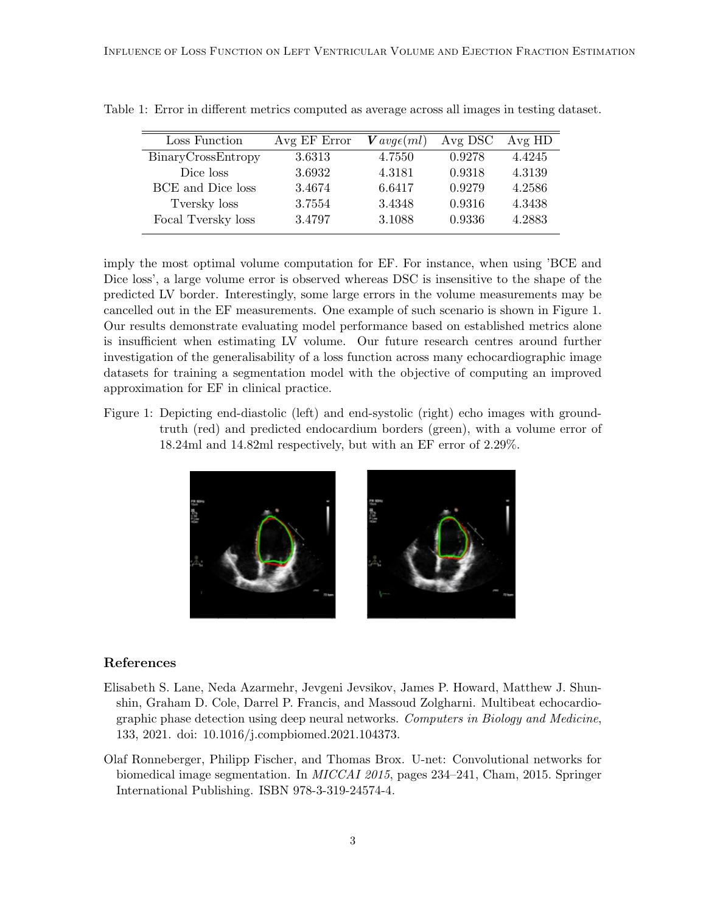Table 1: Error in different metrics computed as average across all images in testing dataset.

| Loss Function | Avg EF Error | $\boldsymbol{V}\,avg\epsilon(ml)$ | Avg DSC | Avg HD |
|---|---|---|---|---|
| BinaryCrossEntropy | 3.6313 | 4.7550 | 0.9278 | 4.4245 |
| Dice loss | 3.6932 | 4.3181 | 0.9318 | 4.3139 |
| BCE and Dice loss | 3.4674 | 6.6417 | 0.9279 | 4.2586 |
| Tversky loss | 3.7554 | 3.4348 | 0.9316 | 4.3438 |
| Focal Tversky loss | 3.4797 | 3.1088 | 0.9336 | 4.2883 |

imply the most optimal volume computation for EF. For instance, when using 'BCE and Dice loss', a large volume error is observed whereas DSC is insensitive to the shape of the predicted LV border. Interestingly, some large errors in the volume measurements may be cancelled out in the EF measurements. One example of such scenario is shown in Figure 1. Our results demonstrate evaluating model performance based on established metrics alone is insufficient when estimating LV volume. Our future research centres around further investigation of the generalisability of a loss function across many echocardiographic image datasets for training a segmentation model with the objective of computing an improved approximation for EF in clinical practice.

Figure 1: Depicting end-diastolic (left) and end-systolic (right) echo images with ground-truth (red) and predicted endocardium borders (green), with a volume error of 18.24ml and 14.82ml respectively, but with an EF error of 2.29%.

## References

Elisabeth S. Lane, Neda Azarmehr, Jevgeni Jevsikov, James P. Howard, Matthew J. Shun-shin, Graham D. Cole, Darrel P. Francis, and Massoud Zolgharni. Multibeat echocardiographic phase detection using deep neural networks. *Computers in Biology and Medicine*, 133, 2021. doi: 10.1016/j.compbiomed.2021.104373.

Olaf Ronneberger, Philipp Fischer, and Thomas Brox. U-net: Convolutional networks for biomedical image segmentation. In *MICCAI 2015*, pages 234–241, Cham, 2015. Springer International Publishing. ISBN 978-3-319-24574-4.